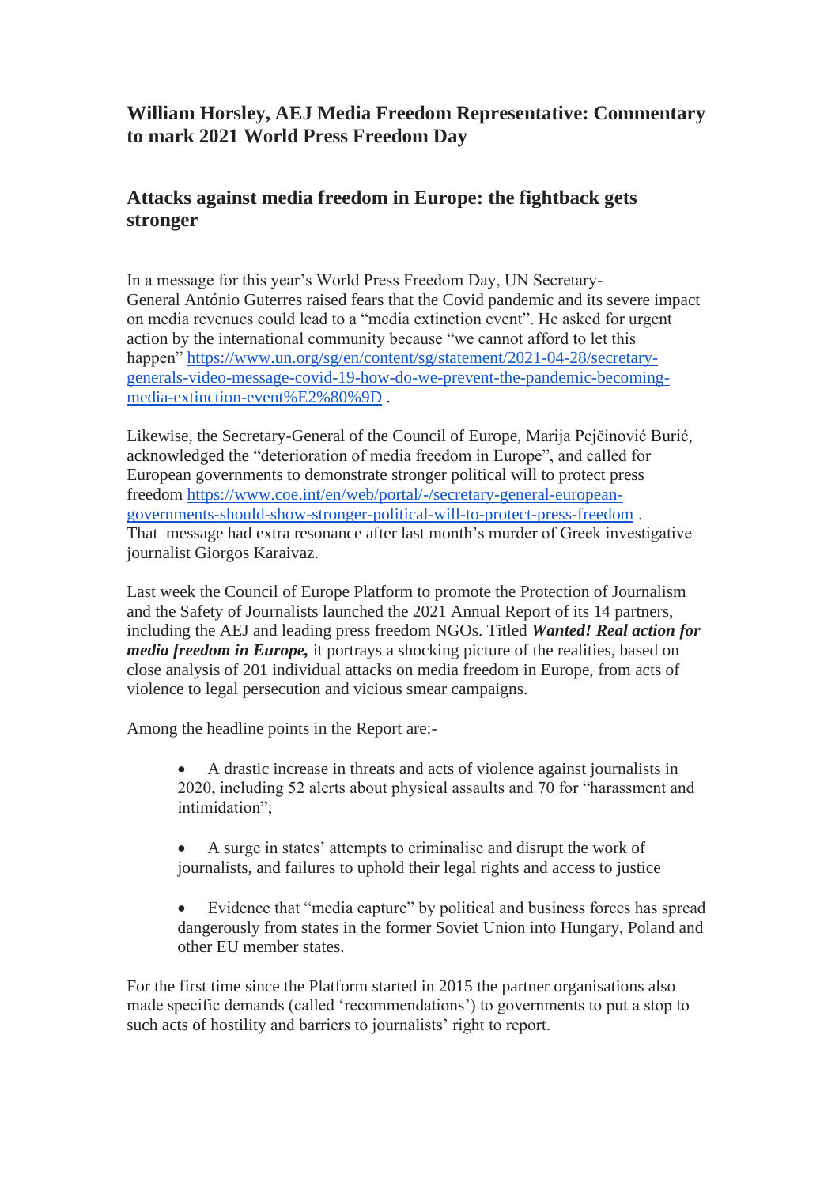## William Horsley, AEJ Media Freedom Representative: Commentary to mark 2021 World Press Freedom Day

## Attacks against media freedom in Europe: the fightback gets stronger

In a message for this year's World Press Freedom Day, UN Secretary-General António Guterres raised fears that the Covid pandemic and its severe impact on media revenues could lead to a "media extinction event". He asked for urgent action by the international community because "we cannot afford to let this happen" [https://www.un.org/sg/en/content/sg/statement/2021-04-28/secretary-generals-video-message-covid-19-how-do-we-prevent-the-pandemic-becoming-media-extinction-event%E2%80%9D](https://www.un.org/sg/en/content/sg/statement/2021-04-28/secretary-generals-video-message-covid-19-how-do-we-prevent-the-pandemic-becoming-media-extinction-event%E2%80%9D) .

Likewise, the Secretary-General of the Council of Europe, Marija Pejčinović Burić, acknowledged the "deterioration of media freedom in Europe", and called for European governments to demonstrate stronger political will to protect press freedom [https://www.coe.int/en/web/portal/-/secretary-general-european-governments-should-show-stronger-political-will-to-protect-press-freedom](https://www.coe.int/en/web/portal/-/secretary-general-european-governments-should-show-stronger-political-will-to-protect-press-freedom) . That message had extra resonance after last month's murder of Greek investigative journalist Giorgos Karaivaz.

Last week the Council of Europe Platform to promote the Protection of Journalism and the Safety of Journalists launched the 2021 Annual Report of its 14 partners, including the AEJ and leading press freedom NGOs. Titled ***Wanted! Real action for media freedom in Europe,*** it portrays a shocking picture of the realities, based on close analysis of 201 individual attacks on media freedom in Europe, from acts of violence to legal persecution and vicious smear campaigns.

Among the headline points in the Report are:-

- A drastic increase in threats and acts of violence against journalists in 2020, including 52 alerts about physical assaults and 70 for "harassment and intimidation";

- A surge in states' attempts to criminalise and disrupt the work of journalists, and failures to uphold their legal rights and access to justice

- Evidence that "media capture" by political and business forces has spread dangerously from states in the former Soviet Union into Hungary, Poland and other EU member states.

For the first time since the Platform started in 2015 the partner organisations also made specific demands (called 'recommendations') to governments to put a stop to such acts of hostility and barriers to journalists' right to report.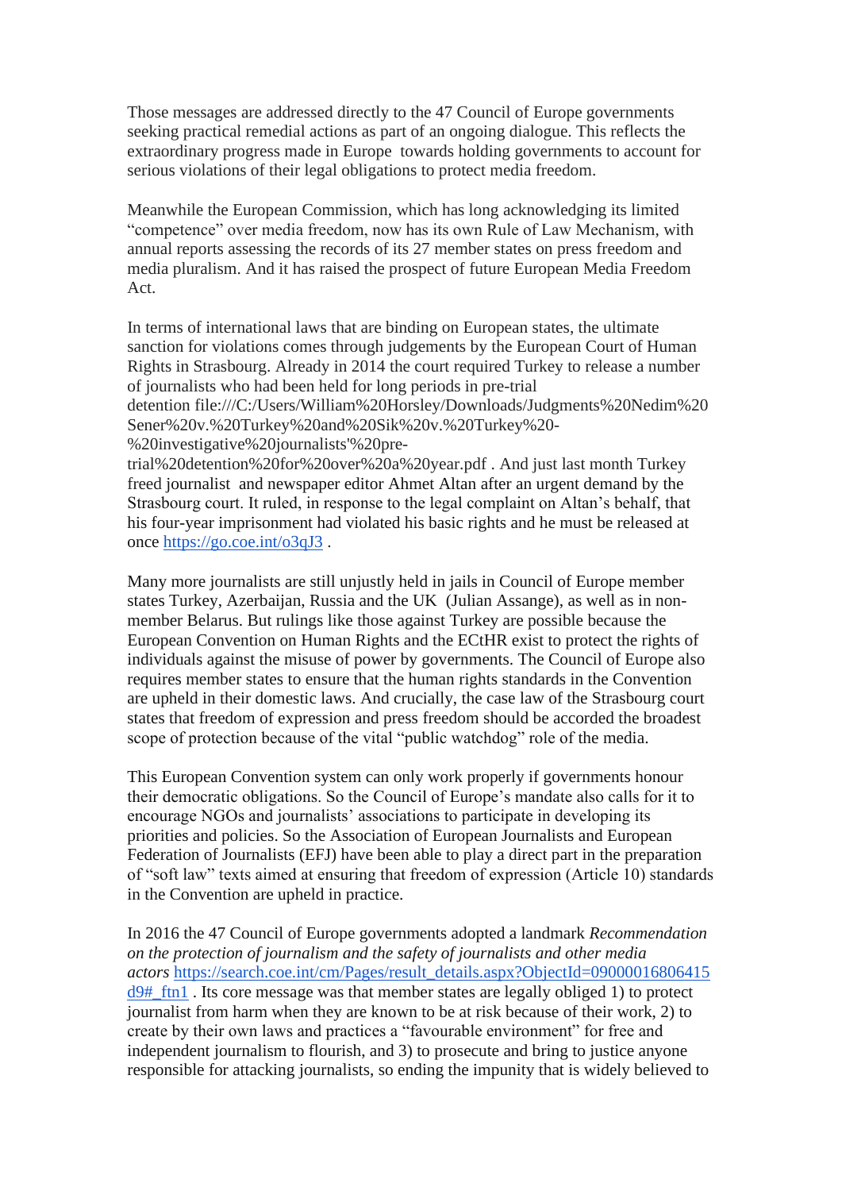Those messages are addressed directly to the 47 Council of Europe governments seeking practical remedial actions as part of an ongoing dialogue. This reflects the extraordinary progress made in Europe towards holding governments to account for serious violations of their legal obligations to protect media freedom.

Meanwhile the European Commission, which has long acknowledging its limited "competence" over media freedom, now has its own Rule of Law Mechanism, with annual reports assessing the records of its 27 member states on press freedom and media pluralism. And it has raised the prospect of future European Media Freedom Act.

In terms of international laws that are binding on European states, the ultimate sanction for violations comes through judgements by the European Court of Human Rights in Strasbourg. Already in 2014 the court required Turkey to release a number of journalists who had been held for long periods in pre-trial detention file:///C:/Users/William%20Horsley/Downloads/Judgments%20Nedim%20Sener%20v.%20Turkey%20and%20Sik%20v.%20Turkey%20-%20investigative%20journalists'%20pre-trial%20detention%20for%20over%20a%20year.pdf . And just last month Turkey freed journalist and newspaper editor Ahmet Altan after an urgent demand by the Strasbourg court. It ruled, in response to the legal complaint on Altan's behalf, that his four-year imprisonment had violated his basic rights and he must be released at once https://go.coe.int/o3qJ3 .

Many more journalists are still unjustly held in jails in Council of Europe member states Turkey, Azerbaijan, Russia and the UK (Julian Assange), as well as in non-member Belarus. But rulings like those against Turkey are possible because the European Convention on Human Rights and the ECtHR exist to protect the rights of individuals against the misuse of power by governments. The Council of Europe also requires member states to ensure that the human rights standards in the Convention are upheld in their domestic laws. And crucially, the case law of the Strasbourg court states that freedom of expression and press freedom should be accorded the broadest scope of protection because of the vital "public watchdog" role of the media.

This European Convention system can only work properly if governments honour their democratic obligations. So the Council of Europe's mandate also calls for it to encourage NGOs and journalists' associations to participate in developing its priorities and policies. So the Association of European Journalists and European Federation of Journalists (EFJ) have been able to play a direct part in the preparation of "soft law" texts aimed at ensuring that freedom of expression (Article 10) standards in the Convention are upheld in practice.

In 2016 the 47 Council of Europe governments adopted a landmark *Recommendation on the protection of journalism and the safety of journalists and other media actors* https://search.coe.int/cm/Pages/result_details.aspx?ObjectId=09000016806415d9#_ftn1 . Its core message was that member states are legally obliged 1) to protect journalist from harm when they are known to be at risk because of their work, 2) to create by their own laws and practices a "favourable environment" for free and independent journalism to flourish, and 3) to prosecute and bring to justice anyone responsible for attacking journalists, so ending the impunity that is widely believed to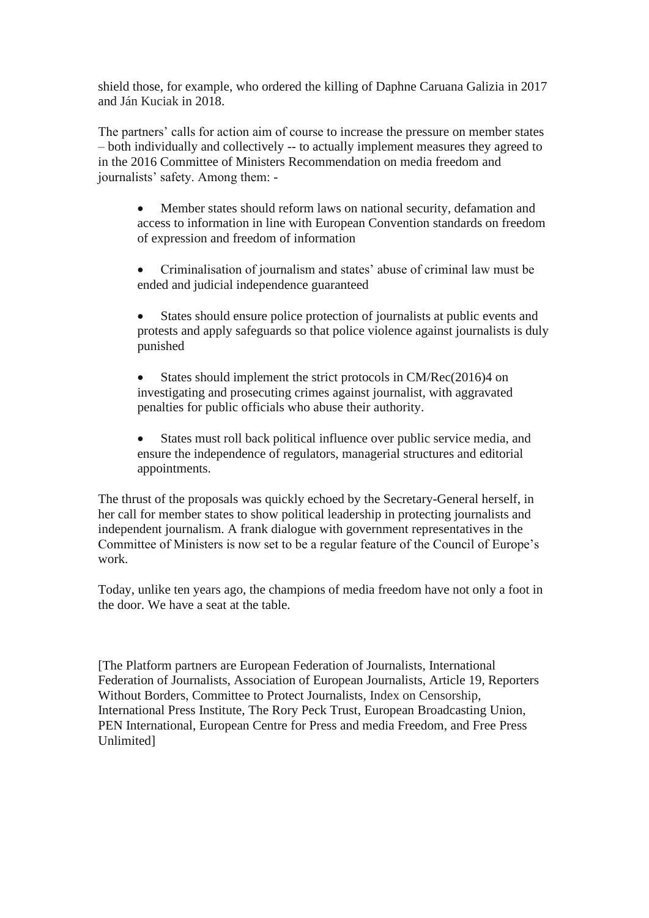shield those, for example, who ordered the killing of Daphne Caruana Galizia in 2017 and Ján Kuciak in 2018.

The partners' calls for action aim of course to increase the pressure on member states – both individually and collectively -- to actually implement measures they agreed to in the 2016 Committee of Ministers Recommendation on media freedom and journalists' safety. Among them: -

- Member states should reform laws on national security, defamation and access to information in line with European Convention standards on freedom of expression and freedom of information
- Criminalisation of journalism and states' abuse of criminal law must be ended and judicial independence guaranteed
- States should ensure police protection of journalists at public events and protests and apply safeguards so that police violence against journalists is duly punished
- States should implement the strict protocols in CM/Rec(2016)4 on investigating and prosecuting crimes against journalist, with aggravated penalties for public officials who abuse their authority.
- States must roll back political influence over public service media, and ensure the independence of regulators, managerial structures and editorial appointments.

The thrust of the proposals was quickly echoed by the Secretary-General herself, in her call for member states to show political leadership in protecting journalists and independent journalism. A frank dialogue with government representatives in the Committee of Ministers is now set to be a regular feature of the Council of Europe's work.

Today, unlike ten years ago, the champions of media freedom have not only a foot in the door. We have a seat at the table.

[The Platform partners are European Federation of Journalists, International Federation of Journalists, Association of European Journalists, Article 19, Reporters Without Borders, Committee to Protect Journalists, Index on Censorship, International Press Institute, The Rory Peck Trust, European Broadcasting Union, PEN International, European Centre for Press and media Freedom, and Free Press Unlimited]